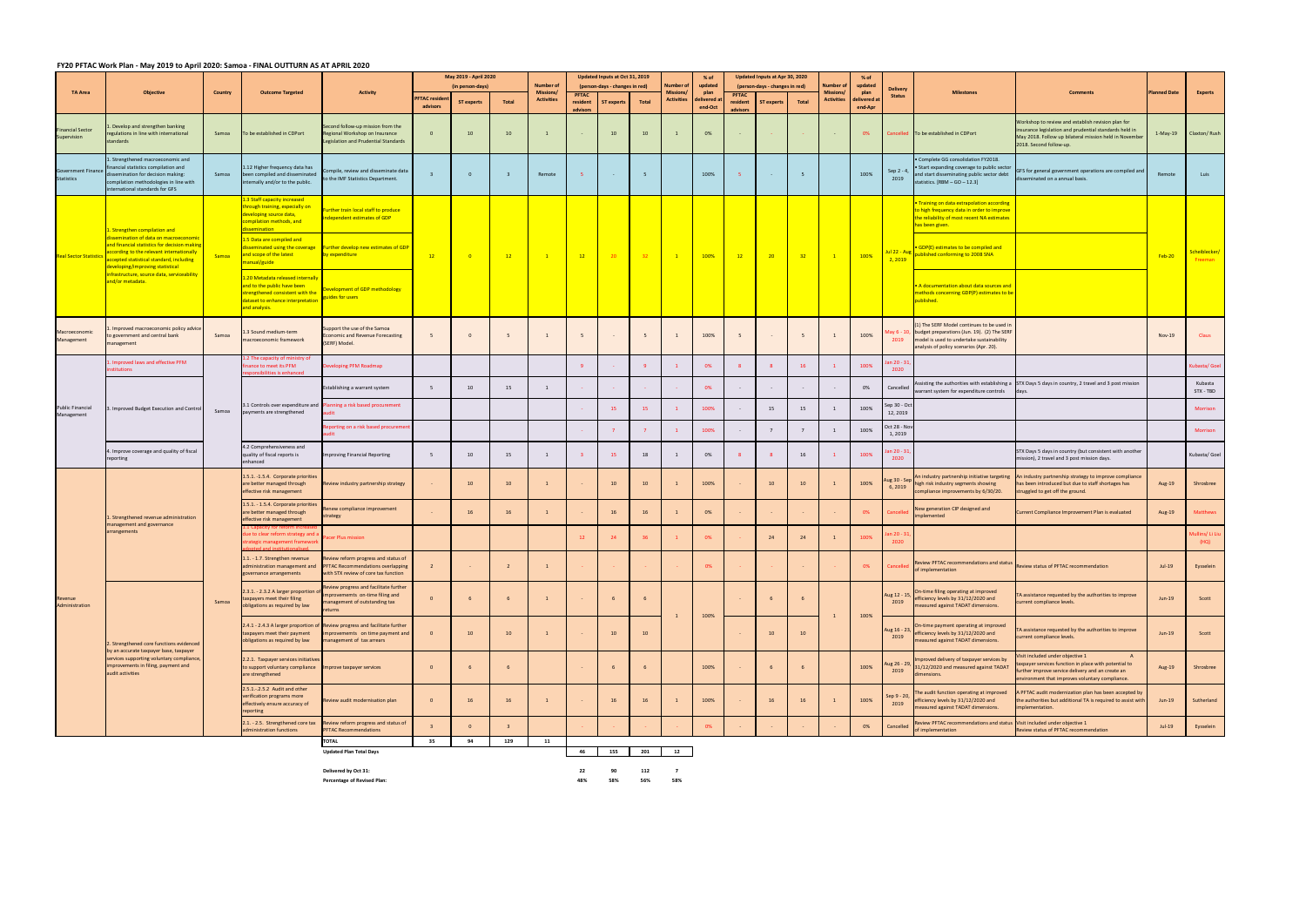## FY20 PFTAC Work Plan - May 2019 to April 2020: Samoa - FINAL OUTTURN AS AT APRIL 2020

| TA Area | Objective | Country | Outcome Targeted | Activity | May 2019 - April 2020 (in person-days) | | | Number of Missions/ Activities | Updated Inputs at Oct 31, 2019 (person-days - changes in red) | | | Number of Missions/ Activities | % of updated plan delivered at end-Oct | Updated Inputs at Apr 30, 2020 (person-days - changes in red) | | | Number of Missions/ Activities | % of updated plan delivered at end-Apr | Delivery Status | Milestones | Comments | Planned Date | Experts |
|---|---|---|---|---|---|---|---|---|---|---|---|---|---|---|---|---|---|---|---|---|---|---|---|
| | | | | | PFTAC resident advisors | ST experts | Total | | PFTAC resident advisors | ST experts | Total | | | PFTAC resident advisors | ST experts | Total | | | | | | | |
| Financial Sector Supervision | 1. Develop and strengthen banking regulations in line with international standards | Samoa | To be established in CDPort | Second follow-up mission from the Regional Workshop on Insurance Legislation and Prudential Standards | 0 | 10 | 10 | 1 | - | 10 | 10 | 1 | 0% | - | - | - | - | 0% | Cancelled | To be established in CDPort | Workshop to review and establish revision plan for insurance legislation and prudential standards held in May 2018. Follow up bilateral mission held in November 2018. Second follow-up. | 1-May-19 | Claxton/ Rush |
| Government Finance Statistics | 1. Strengthened macroeconomic and financial statistics compilation and dissemination for decision making: compilation methodologies in line with international standards for GFS | Samoa | 1.12 Higher frequency data has been compiled and disseminated internally and/or to the public. | Compile, review and disseminate data to the IMF Statistics Department. | 3 | 0 | 3 | Remote | 5 | - | 5 | | 100% | 5 | - | 5 | | 100% | Sep 2 - 4, 2019 | • Complete GG consolidation FY2018. • Start expanding coverage to public sector and start disseminating public sector debt statistics. [RBM – GO – 12.3] | GFS for general government operations are compiled and disseminated on a annual basis. | Remote | Luis |
| Real Sector Statistics | 1. Strengthen compilation and dissemination of data on macroeconomic and financial statistics for decision making according to the relevant internationally accepted statistical standard, including developing/improving statistical infrastructure, source data, serviceability and/or metadata. | Samoa | 1.3 Staff capacity increased through training, especially on developing source data, compilation methods, and dissemination | Further train local staff to produce independent estimates of GDP | 12 | 0 | 12 | 1 | 12 | 20 | 32 | 1 | 100% | 12 | 20 | 32 | 1 | 100% | Jul 22 - Aug 2, 2019 | • Training on data extrapolation according to high frequency data in order to improve the reliability of most recent NA estimates has been given. | | Feb-20 | Scheiblecker/ Freeman |
| | | | 1.5 Data are compiled and disseminated using the coverage and scope of the latest manual/guide | Further develop new estimates of GDP by expenditure | | | | | | | | | | | | | | | | • GDP(E) estimates to be compiled and published conforming to 2008 SNA | | | |
| | | | 1.20 Metadata released internally and to the public have been strengthened consistent with the dataset to enhance interpretation and analysis. | Development of GDP methodology guides for users | | | | | | | | | | | | | | | | • A documentation about data sources and methods concerning GDP(P) estimates to be published. | | | |
| Macroeconomic Management | 1. Improved macroeconomic policy advice to government and central bank management | Samoa | 1.3 Sound medium-term macroeconomic framework | Support the use of the Samoa Economic and Revenue Forecasting (SERF) Model. | 5 | 0 | 5 | 1 | 5 | - | 5 | 1 | 100% | 5 | - | 5 | 1 | 100% | May 6 - 10, 2019 | (1) The SERF Model continues to be used in budget preparations (Jun. 19). (2) The SERF model is used to undertake sustainability analysis of policy scenarios (Apr. 20). | | Nov-19 | Claus |
| Public Financial Management | 1. Improved laws and effective PFM institutions | Samoa | 1.2 The capacity of ministry of finance to meet its PFM responsibilities is enhanced | Developing PFM Roadmap | | | | | 9 | - | 9 | 1 | 0% | 8 | 8 | 16 | 1 | 100% | Jan 20 - 31, 2020 | | | | Kubasta/ Goel |
| | 3. Improved Budget Execution and Control | | 3.1 Controls over expenditure and payments are strengthened | Establishing a warrant system | 5 | 10 | 15 | 1 | - | - | - | - | 0% | - | - | - | - | 0% | Cancelled | Assisting the authorities with establishing a warrant system for expenditure controls | STX Days 5 days in country, 2 travel and 3 post mission days. | | Kubasta STX - TBD |
| | | | | Planning a risk based procurement audit | | | | | - | 15 | 15 | 1 | 100% | - | 15 | 15 | 1 | 100% | Sep 30 - Oct 12, 2019 | | | | Morrison |
| | | | | Reporting on a risk based procurement audit | | | | | - | 7 | 7 | 1 | 100% | - | 7 | 7 | 1 | 100% | Oct 28 - Nov 1, 2019 | | | | Morrison |
| | 4. Improve coverage and quality of fiscal reporting | | 4.2 Comprehensiveness and quality of fiscal reports is enhanced | Improving Financial Reporting | 5 | 10 | 15 | 1 | 3 | 15 | 18 | 1 | 0% | 8 | 8 | 16 | 1 | 100% | Jan 20 - 31, 2020 | | STX Days 5 days in country (but consistent with another mission), 2 travel and 3 post mission days. | | Kubasta/ Goel |
| Revenue Administration | 1. Strengthened revenue administration management and governance arrangements | Samoa | 1.5.1. - 1.5.4. Corporate priorities are better managed through effective risk management | Review industry partnership strategy | - | 10 | 10 | 1 | - | 10 | 10 | 1 | 100% | - | 10 | 10 | 1 | 100% | Aug 30 - Sep 6, 2019 | An industry partnership initiative targeting high risk industry segments showing compliance improvements by 6/30/20. | An industry partnership strategy to improve compliance has been introduced but due to staff shortages has struggled to get off the ground. | Aug-19 | Shrosbree |
| | | | 1.5.1. - 1.5.4. Corporate priorities are better managed through effective risk management | Renew compliance improvement strategy | - | 16 | 16 | 1 | - | 16 | 16 | 1 | 0% | - | - | - | - | 0% | Cancelled | New generation CIP designed and implemented | Current Compliance Improvement Plan is evaluated | Aug-19 | Matthews |
| | | | 1.1 Capacity for reform increased due to clear reform strategy and a strategic management framework adopted and institutionalized | Pacer Plus mission | | | | | 12 | 24 | 36 | 1 | 0% | - | 24 | 24 | 1 | 100% | Jan 20 - 31, 2020 | | | | Mullins/ Li Liu (HQ) |
| | | | 1.1. - 1.7. Strengthen revenue administration management and governance arrangements | Review reform progress and status of PFTAC Recommendations overlapping with STX review of core tax function | 2 | - | 2 | 1 | - | - | - | - | 0% | - | - | - | - | 0% | Cancelled | Review PFTAC recommendations and status of implementation | Review status of PFTAC recommendation | Jul-19 | Eysselein |
| | 2. Strengthened core functions evidenced by an accurate taxpayer base, taxpayer services supporting voluntary compliance, improvements in filing, payment and audit activities | | 2.3.1. - 2.3.2 A larger proportion of taxpayers meet their filing obligations as required by law | Review progress and facilitate further improvements on-time filing and management of outstanding tax returns | 0 | 6 | 6 | 1 | - | 6 | 6 | 1 | 100% | - | 6 | 6 | 1 | 100% | Aug 12 - 15, 2019 | On-time filing operating at improved efficiency levels by 31/12/2020 and measured against TADAT dimensions. | TA assistance requested by the authorities to improve current compliance levels. | Jun-19 | Scott |
| | | | 2.4.1 - 2.4.3 A larger proportion of taxpayers meet their payment obligations as required by law | Review progress and facilitate further improvements on time payment and management of tax arrears | 0 | 10 | 10 | 1 | - | 10 | 10 | | | - | 10 | 10 | | | Aug 16 - 23, 2019 | On-time payment operating at improved efficiency levels by 31/12/2020 and measured against TADAT dimensions. | TA assistance requested by the authorities to improve current compliance levels. | Jun-19 | Scott |
| | | | 2.2.1. Taxpayer services initiatives to support voluntary compliance are strengthened | Improve taxpayer services | 0 | 6 | 6 | | - | 6 | 6 | | 100% | - | 6 | 6 | | 100% | Aug 26 - 29, 2019 | Improved delivery of taxpayer services by 31/12/2020 and measured against TADAT dimensions. | Visit included under objective 1 A taxpayer services function in place with potential to further improve service delivery and an create an environment that improves voluntary compliance. | Aug-19 | Shrosbree |
| | | | 2.5.1. -2.5.2 Audit and other verification programs more effectively ensure accuracy of reporting | Review audit modernisation plan | 0 | 16 | 16 | 1 | - | 16 | 16 | 1 | 100% | - | 16 | 16 | 1 | 100% | Sep 9 - 20, 2019 | The audit function operating at improved efficiency levels by 31/12/2020 and measured against TADAT dimensions. | A PFTAC audit modernization plan has been accepted by the authorities but additional TA is required to assist with implementation. | Jun-19 | Sutherland |
| | | | 2.1. - 2.5. Strengthened core tax administration functions | Review reform progress and status of PFTAC Recommendations | 3 | 0 | 3 | | - | - | - | - | 0% | - | - | - | - | 0% | Cancelled | Review PFTAC recommendations and status of implementation | Visit included under objective 1 Review status of PFTAC recommendation | Jul-19 | Eysselein |
| | | | | TOTAL | 35 | 94 | 129 | 11 | | | | | | | | | | | | | | | |
| | | | | Updated Plan Total Days | | | | | 46 | 155 | 201 | 12 | | | | | | | | | | | |
| | | | | Delivered by Oct 31: | | | | | 22 | 90 | 112 | 7 | | | | | | | | | | | |
| | | | | Percentage of Revised Plan: | | | | | 48% | 58% | 56% | 58% | | | | | | | | | | | |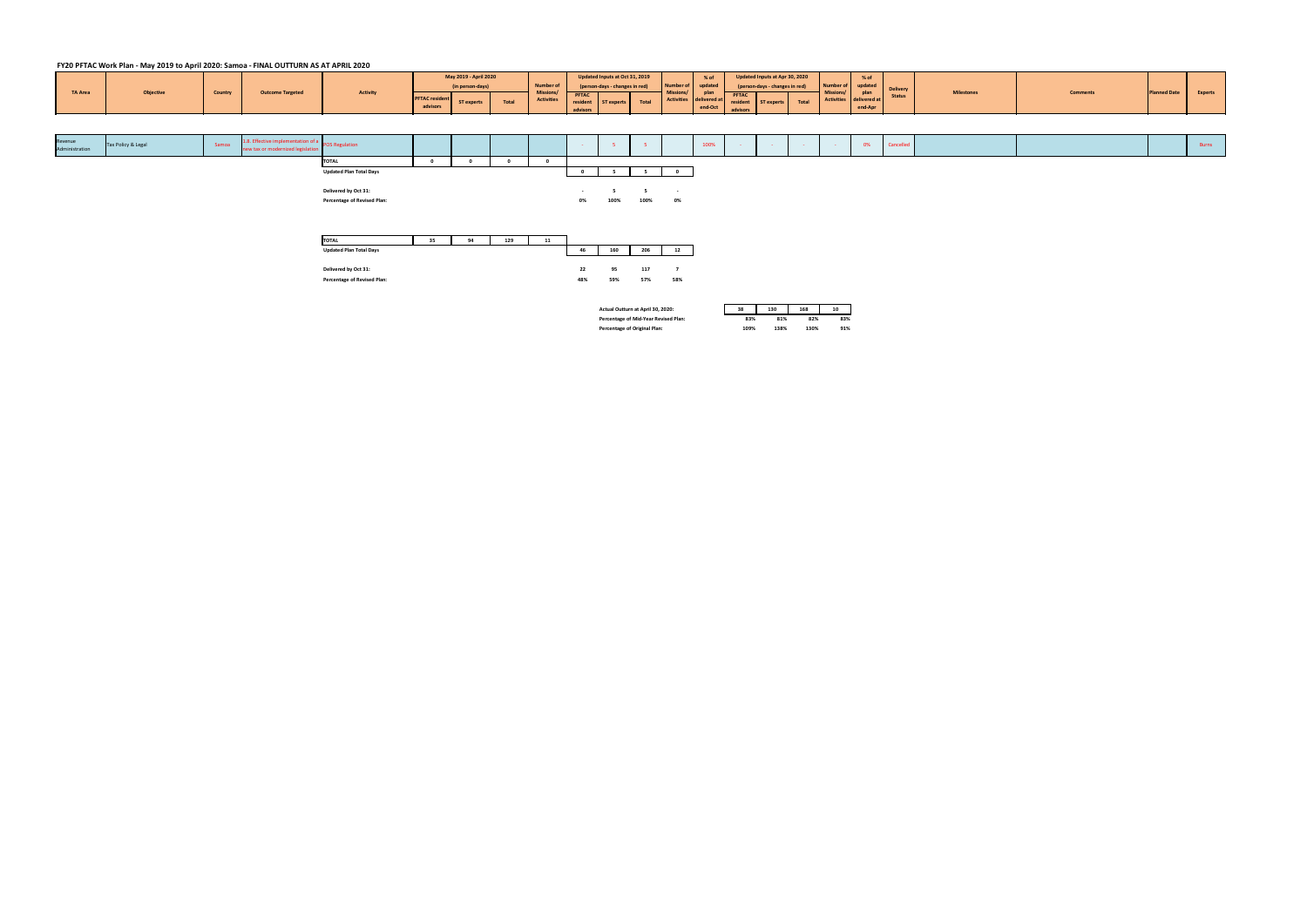# FY20 PFTAC Work Plan - May 2019 to April 2020: Samoa - FINAL OUTTURN AS AT APRIL 2020

| TA Area | Objective | Country | Outcome Targeted | Activity | May 2019 - April 2020 (in person-days) | | | Number of Missions/ Activities | Updated Inputs at Oct 31, 2019 (person-days - changes in red) | | | Number of Missions/ Activities | % of updated plan delivered at end-Oct | Updated Inputs at Apr 30, 2020 (person-days - changes in red) | | | Number of Missions/ Activities | % of updated plan delivered at end-Apr | Delivery Status | Milestones | Comments | Planned Date | Experts |
|---|---|---|---|---|---|---|---|---|---|---|---|---|---|---|---|---|---|---|---|---|---|---|---|
| | | | | | PFTAC resident advisors | ST experts | Total | | PFTAC resident advisors | ST experts | Total | | | PFTAC resident advisors | ST experts | Total | | | | | | | |
| Revenue Administration | Tax Policy & Legal | Samoa | 1.8. Effective implementation of a new tax or modernised legislation | POS Regulation | | | | | - | 5 | 5 | | 100% | - | - | - | - | 0% | Cancelled | | | | Burns |
| | | | | TOTAL | 0 | 0 | 0 | 0 | | | | | | | | | | | | | | | |
| | | | | Updated Plan Total Days | | | | | 0 | 5 | 5 | 0 | | | | | | | | | | | |
| | | | | Delivered by Oct 31: | | | | | - | 5 | 5 | - | | | | | | | | | | | |
| | | | | Percentage of Revised Plan: | | | | | 0% | 100% | 100% | 0% | | | | | | | | | | | |
| | | | | TOTAL | 35 | 94 | 129 | 11 | | | | | | | | | | | | | | | |
| | | | | Updated Plan Total Days | | | | | 46 | 160 | 206 | 12 | | | | | | | | | | | |
| | | | | Delivered by Oct 31: | | | | | 22 | 95 | 117 | 7 | | | | | | | | | | | |
| | | | | Percentage of Revised Plan: | | | | | 48% | 59% | 57% | 58% | | | | | | | | | | | |
| | | | | | | | | | Actual Outturn at April 30, 2020: | | | | | 38 | 130 | 168 | 10 | | | | | | |
| | | | | | | | | | Percentage of Mid-Year Revised Plan: | | | | | 83% | 81% | 82% | 83% | | | | | | |
| | | | | | | | | | Percentage of Original Plan: | | | | | 109% | 138% | 130% | 91% | | | | | | |